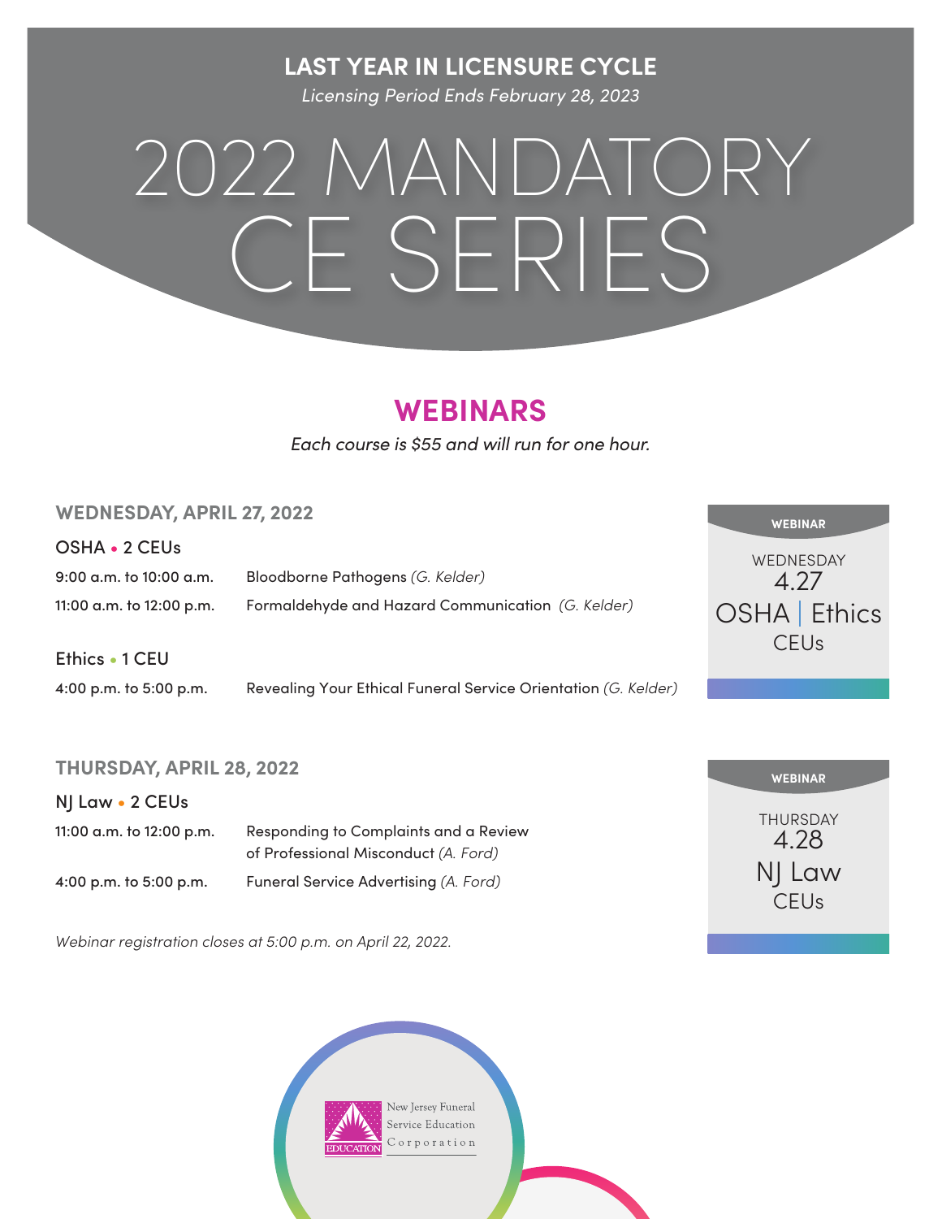**LAST YEAR IN LICENSURE CYCLE**

*Licensing Period Ends February 28, 2023*

# 2022 MANDATORY CE SERIES

## WEBINARS

*Each course is $55 and will run for one hour.*

### WEDNESDAY, APRIL 27, 2022

**OSHA • 2 CEUs**

| | |
|---|---|
| 9:00 a.m. to 10:00 a.m. | Bloodborne Pathogens *(G. Kelder)* |
| 11:00 a.m. to 12:00 p.m. | Formaldehyde and Hazard Communication *(G. Kelder)* |

**Ethics • 1 CEU**

| | |
|---|---|
| 4:00 p.m. to 5:00 p.m. | Revealing Your Ethical Funeral Service Orientation *(G. Kelder)* |

WEBINAR
WEDNESDAY 4.27
OSHA | Ethics CEUs

### THURSDAY, APRIL 28, 2022

**NJ Law • 2 CEUs**

| | |
|---|---|
| 11:00 a.m. to 12:00 p.m. | Responding to Complaints and a Review of Professional Misconduct *(A. Ford)* |
| 4:00 p.m. to 5:00 p.m. | Funeral Service Advertising *(A. Ford)* |

*Webinar registration closes at 5:00 p.m. on April 22, 2022.*

WEBINAR
THURSDAY 4.28
NJ Law CEUs

EDUCATION New Jersey Funeral Service Education Corporation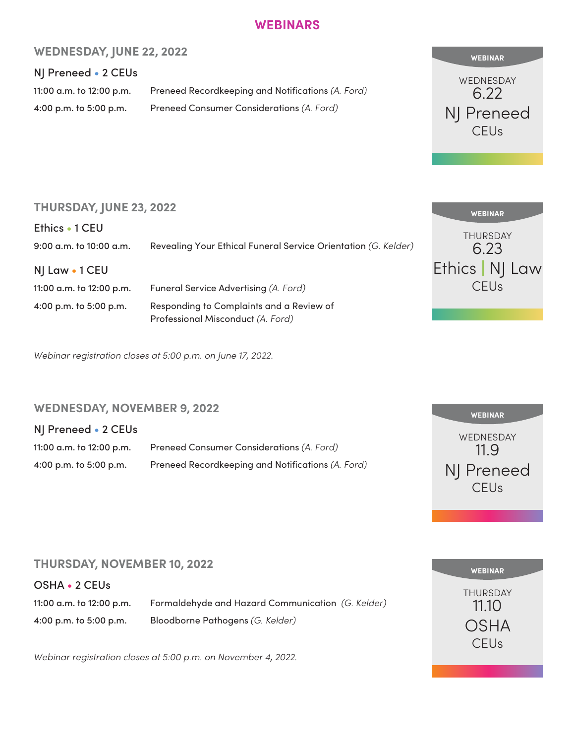# WEBINARS

## WEDNESDAY, JUNE 22, 2022

### NJ Preneed • 2 CEUs

| | |
|---|---|
| 11:00 a.m. to 12:00 p.m. | Preneed Recordkeeping and Notifications *(A. Ford)* |
| 4:00 p.m. to 5:00 p.m. | Preneed Consumer Considerations *(A. Ford)* |

WEBINAR
WEDNESDAY
6.22
NJ Preneed
CEUs

## THURSDAY, JUNE 23, 2022

### Ethics • 1 CEU

| | |
|---|---|
| 9:00 a.m. to 10:00 a.m. | Revealing Your Ethical Funeral Service Orientation *(G. Kelder)* |

### NJ Law • 1 CEU

| | |
|---|---|
| 11:00 a.m. to 12:00 p.m. | Funeral Service Advertising *(A. Ford)* |
| 4:00 p.m. to 5:00 p.m. | Responding to Complaints and a Review of Professional Misconduct *(A. Ford)* |

WEBINAR
THURSDAY
6.23
Ethics | NJ Law
CEUs

*Webinar registration closes at 5:00 p.m. on June 17, 2022.*

## WEDNESDAY, NOVEMBER 9, 2022

### NJ Preneed • 2 CEUs

| | |
|---|---|
| 11:00 a.m. to 12:00 p.m. | Preneed Consumer Considerations *(A. Ford)* |
| 4:00 p.m. to 5:00 p.m. | Preneed Recordkeeping and Notifications *(A. Ford)* |

WEBINAR
WEDNESDAY
11.9
NJ Preneed
CEUs

## THURSDAY, NOVEMBER 10, 2022

### OSHA • 2 CEUs

| | |
|---|---|
| 11:00 a.m. to 12:00 p.m. | Formaldehyde and Hazard Communication *(G. Kelder)* |
| 4:00 p.m. to 5:00 p.m. | Bloodborne Pathogens *(G. Kelder)* |

WEBINAR
THURSDAY
11.10
OSHA
CEUs

*Webinar registration closes at 5:00 p.m. on November 4, 2022.*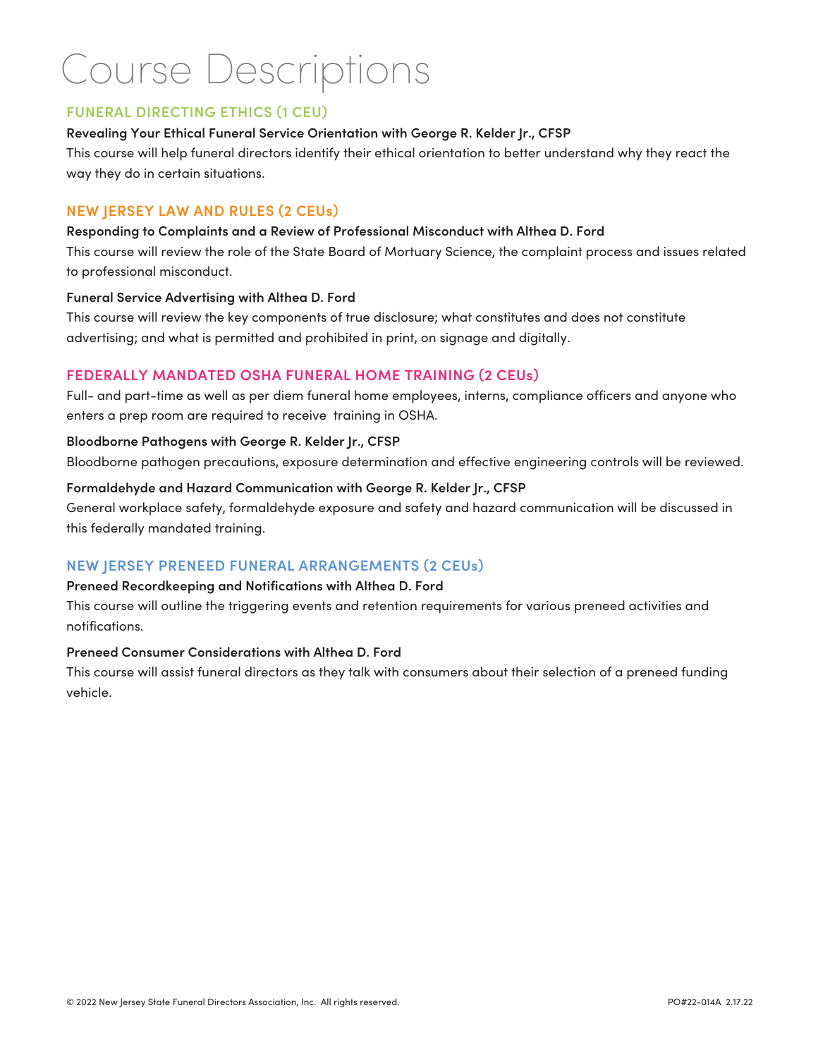# Course Descriptions

## FUNERAL DIRECTING ETHICS (1 CEU)

**Revealing Your Ethical Funeral Service Orientation with George R. Kelder Jr., CFSP**
This course will help funeral directors identify their ethical orientation to better understand why they react the way they do in certain situations.

## NEW JERSEY LAW AND RULES (2 CEUs)

**Responding to Complaints and a Review of Professional Misconduct with Althea D. Ford**
This course will review the role of the State Board of Mortuary Science, the complaint process and issues related to professional misconduct.

**Funeral Service Advertising with Althea D. Ford**
This course will review the key components of true disclosure; what constitutes and does not constitute advertising; and what is permitted and prohibited in print, on signage and digitally.

## FEDERALLY MANDATED OSHA FUNERAL HOME TRAINING (2 CEUs)

Full- and part-time as well as per diem funeral home employees, interns, compliance officers and anyone who enters a prep room are required to receive training in OSHA.

**Bloodborne Pathogens with George R. Kelder Jr., CFSP**
Bloodborne pathogen precautions, exposure determination and effective engineering controls will be reviewed.

**Formaldehyde and Hazard Communication with George R. Kelder Jr., CFSP**
General workplace safety, formaldehyde exposure and safety and hazard communication will be discussed in this federally mandated training.

## NEW JERSEY PRENEED FUNERAL ARRANGEMENTS (2 CEUs)

**Preneed Recordkeeping and Notifications with Althea D. Ford**
This course will outline the triggering events and retention requirements for various preneed activities and notifications.

**Preneed Consumer Considerations with Althea D. Ford**
This course will assist funeral directors as they talk with consumers about their selection of a preneed funding vehicle.

© 2022 New Jersey State Funeral Directors Association, Inc. All rights reserved. PO#22-014A 2.17.22